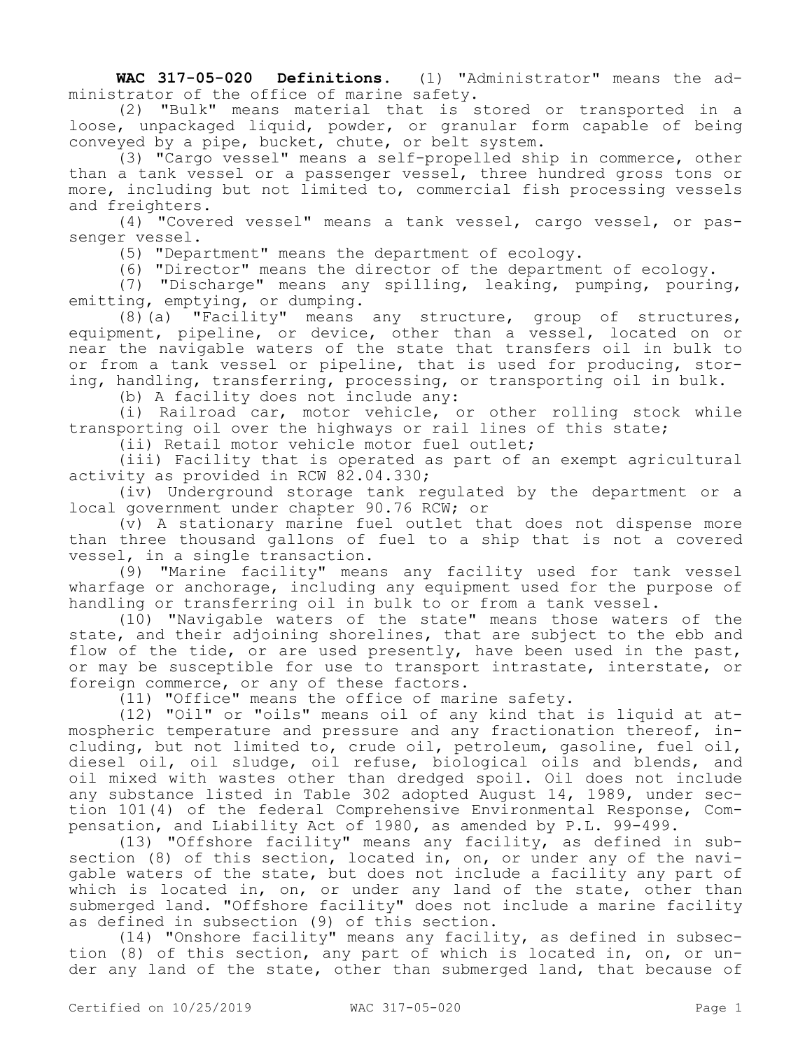**WAC 317-05-020 Definitions.** (1) "Administrator" means the administrator of the office of marine safety.

(2) "Bulk" means material that is stored or transported in a loose, unpackaged liquid, powder, or granular form capable of being conveyed by a pipe, bucket, chute, or belt system.

(3) "Cargo vessel" means a self-propelled ship in commerce, other than a tank vessel or a passenger vessel, three hundred gross tons or more, including but not limited to, commercial fish processing vessels and freighters.

(4) "Covered vessel" means a tank vessel, cargo vessel, or passenger vessel.

(5) "Department" means the department of ecology.

(6) "Director" means the director of the department of ecology.

(7) "Discharge" means any spilling, leaking, pumping, pouring, emitting, emptying, or dumping.

(8)(a) "Facility" means any structure, group of structures, equipment, pipeline, or device, other than a vessel, located on or near the navigable waters of the state that transfers oil in bulk to or from a tank vessel or pipeline, that is used for producing, storing, handling, transferring, processing, or transporting oil in bulk.

(b) A facility does not include any:

(i) Railroad car, motor vehicle, or other rolling stock while transporting oil over the highways or rail lines of this state;

(ii) Retail motor vehicle motor fuel outlet;

(iii) Facility that is operated as part of an exempt agricultural activity as provided in RCW 82.04.330;

(iv) Underground storage tank regulated by the department or a local government under chapter 90.76 RCW; or

(v) A stationary marine fuel outlet that does not dispense more than three thousand gallons of fuel to a ship that is not a covered vessel, in a single transaction.

(9) "Marine facility" means any facility used for tank vessel wharfage or anchorage, including any equipment used for the purpose of handling or transferring oil in bulk to or from a tank vessel.

(10) "Navigable waters of the state" means those waters of the state, and their adjoining shorelines, that are subject to the ebb and flow of the tide, or are used presently, have been used in the past, or may be susceptible for use to transport intrastate, interstate, or foreign commerce, or any of these factors.

(11) "Office" means the office of marine safety.

(12) "Oil" or "oils" means oil of any kind that is liquid at atmospheric temperature and pressure and any fractionation thereof, including, but not limited to, crude oil, petroleum, gasoline, fuel oil, diesel oil, oil sludge, oil refuse, biological oils and blends, and oil mixed with wastes other than dredged spoil. Oil does not include any substance listed in Table 302 adopted August 14, 1989, under section 101(4) of the federal Comprehensive Environmental Response, Compensation, and Liability Act of 1980, as amended by P.L. 99-499.

(13) "Offshore facility" means any facility, as defined in subsection (8) of this section, located in, on, or under any of the navigable waters of the state, but does not include a facility any part of which is located in, on, or under any land of the state, other than submerged land. "Offshore facility" does not include a marine facility as defined in subsection (9) of this section.

(14) "Onshore facility" means any facility, as defined in subsection (8) of this section, any part of which is located in, on, or under any land of the state, other than submerged land, that because of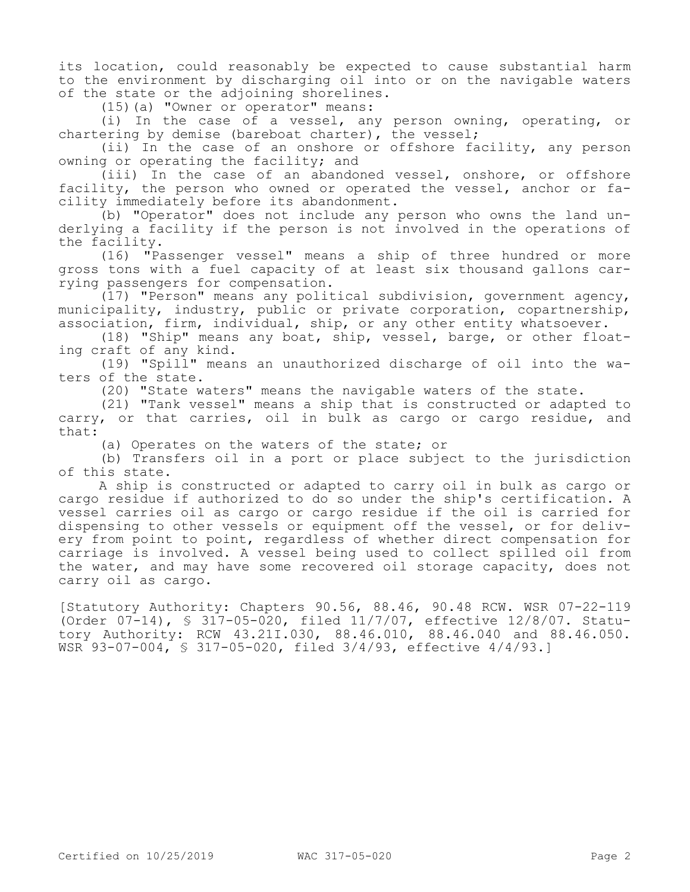its location, could reasonably be expected to cause substantial harm to the environment by discharging oil into or on the navigable waters of the state or the adjoining shorelines.

(15)(a) "Owner or operator" means:

(i) In the case of a vessel, any person owning, operating, or chartering by demise (bareboat charter), the vessel;

(ii) In the case of an onshore or offshore facility, any person owning or operating the facility; and

(iii) In the case of an abandoned vessel, onshore, or offshore facility, the person who owned or operated the vessel, anchor or facility immediately before its abandonment.

(b) "Operator" does not include any person who owns the land underlying a facility if the person is not involved in the operations of the facility.

(16) "Passenger vessel" means a ship of three hundred or more gross tons with a fuel capacity of at least six thousand gallons carrying passengers for compensation.

(17) "Person" means any political subdivision, government agency, municipality, industry, public or private corporation, copartnership, association, firm, individual, ship, or any other entity whatsoever.

(18) "Ship" means any boat, ship, vessel, barge, or other floating craft of any kind.

(19) "Spill" means an unauthorized discharge of oil into the waters of the state.

(20) "State waters" means the navigable waters of the state.

(21) "Tank vessel" means a ship that is constructed or adapted to carry, or that carries, oil in bulk as cargo or cargo residue, and that:

(a) Operates on the waters of the state; or

(b) Transfers oil in a port or place subject to the jurisdiction of this state.

A ship is constructed or adapted to carry oil in bulk as cargo or cargo residue if authorized to do so under the ship's certification. A vessel carries oil as cargo or cargo residue if the oil is carried for dispensing to other vessels or equipment off the vessel, or for delivery from point to point, regardless of whether direct compensation for carriage is involved. A vessel being used to collect spilled oil from the water, and may have some recovered oil storage capacity, does not carry oil as cargo.

[Statutory Authority: Chapters 90.56, 88.46, 90.48 RCW. WSR 07-22-119 (Order 07-14), § 317-05-020, filed 11/7/07, effective 12/8/07. Statutory Authority: RCW 43.21I.030, 88.46.010, 88.46.040 and 88.46.050. WSR 93-07-004, § 317-05-020, filed 3/4/93, effective 4/4/93.]